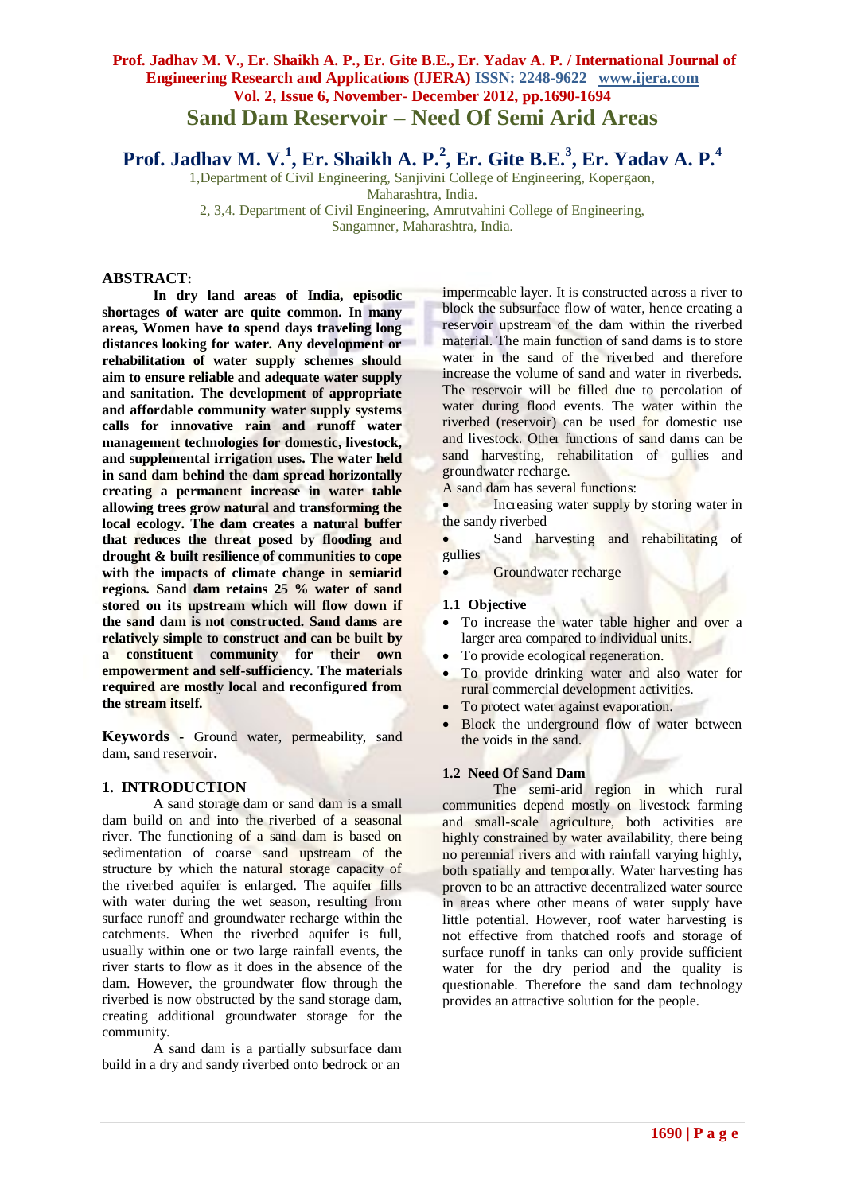# Sand Dam Reservoir – Need Of Semi Arid Areas

**Prof. Jadhav M. V.[1], Er. Shaikh A. P.[2], Er. Gite B.E.[3], Er. Yadav A. P.[4]**

1,Department of Civil Engineering, Sanjivini College of Engineering, Kopergaon, Maharashtra, India.
2, 3,4. Department of Civil Engineering, Amrutvahini College of Engineering, Sangamner, Maharashtra, India.

## ABSTRACT:

**In dry land areas of India, episodic shortages of water are quite common. In many areas, Women have to spend days traveling long distances looking for water. Any development or rehabilitation of water supply schemes should aim to ensure reliable and adequate water supply and sanitation. The development of appropriate and affordable community water supply systems calls for innovative rain and runoff water management technologies for domestic, livestock, and supplemental irrigation uses. The water held in sand dam behind the dam spread horizontally creating a permanent increase in water table allowing trees grow natural and transforming the local ecology. The dam creates a natural buffer that reduces the threat posed by flooding and drought & built resilience of communities to cope with the impacts of climate change in semiarid regions. Sand dam retains 25 % water of sand stored on its upstream which will flow down if the sand dam is not constructed. Sand dams are relatively simple to construct and can be built by a constituent community for their own empowerment and self-sufficiency. The materials required are mostly local and reconfigured from the stream itself.**

**Keywords** - Ground water, permeability, sand dam, sand reservoir**.**

## 1. INTRODUCTION

A sand storage dam or sand dam is a small dam build on and into the riverbed of a seasonal river. The functioning of a sand dam is based on sedimentation of coarse sand upstream of the structure by which the natural storage capacity of the riverbed aquifer is enlarged. The aquifer fills with water during the wet season, resulting from surface runoff and groundwater recharge within the catchments. When the riverbed aquifer is full, usually within one or two large rainfall events, the river starts to flow as it does in the absence of the dam. However, the groundwater flow through the riverbed is now obstructed by the sand storage dam, creating additional groundwater storage for the community.

A sand dam is a partially subsurface dam build in a dry and sandy riverbed onto bedrock or an impermeable layer. It is constructed across a river to block the subsurface flow of water, hence creating a reservoir upstream of the dam within the riverbed material. The main function of sand dams is to store water in the sand of the riverbed and therefore increase the volume of sand and water in riverbeds. The reservoir will be filled due to percolation of water during flood events. The water within the riverbed (reservoir) can be used for domestic use and livestock. Other functions of sand dams can be sand harvesting, rehabilitation of gullies and groundwater recharge.

A sand dam has several functions:

- Increasing water supply by storing water in the sandy riverbed
- Sand harvesting and rehabilitating of gullies
- Groundwater recharge

### 1.1 Objective

- To increase the water table higher and over a larger area compared to individual units.
- To provide ecological regeneration.
- To provide drinking water and also water for rural commercial development activities.
- To protect water against evaporation.
- Block the underground flow of water between the voids in the sand.

### 1.2 Need Of Sand Dam

The semi-arid region in which rural communities depend mostly on livestock farming and small-scale agriculture, both activities are highly constrained by water availability, there being no perennial rivers and with rainfall varying highly, both spatially and temporally. Water harvesting has proven to be an attractive decentralized water source in areas where other means of water supply have little potential. However, roof water harvesting is not effective from thatched roofs and storage of surface runoff in tanks can only provide sufficient water for the dry period and the quality is questionable. Therefore the sand dam technology provides an attractive solution for the people.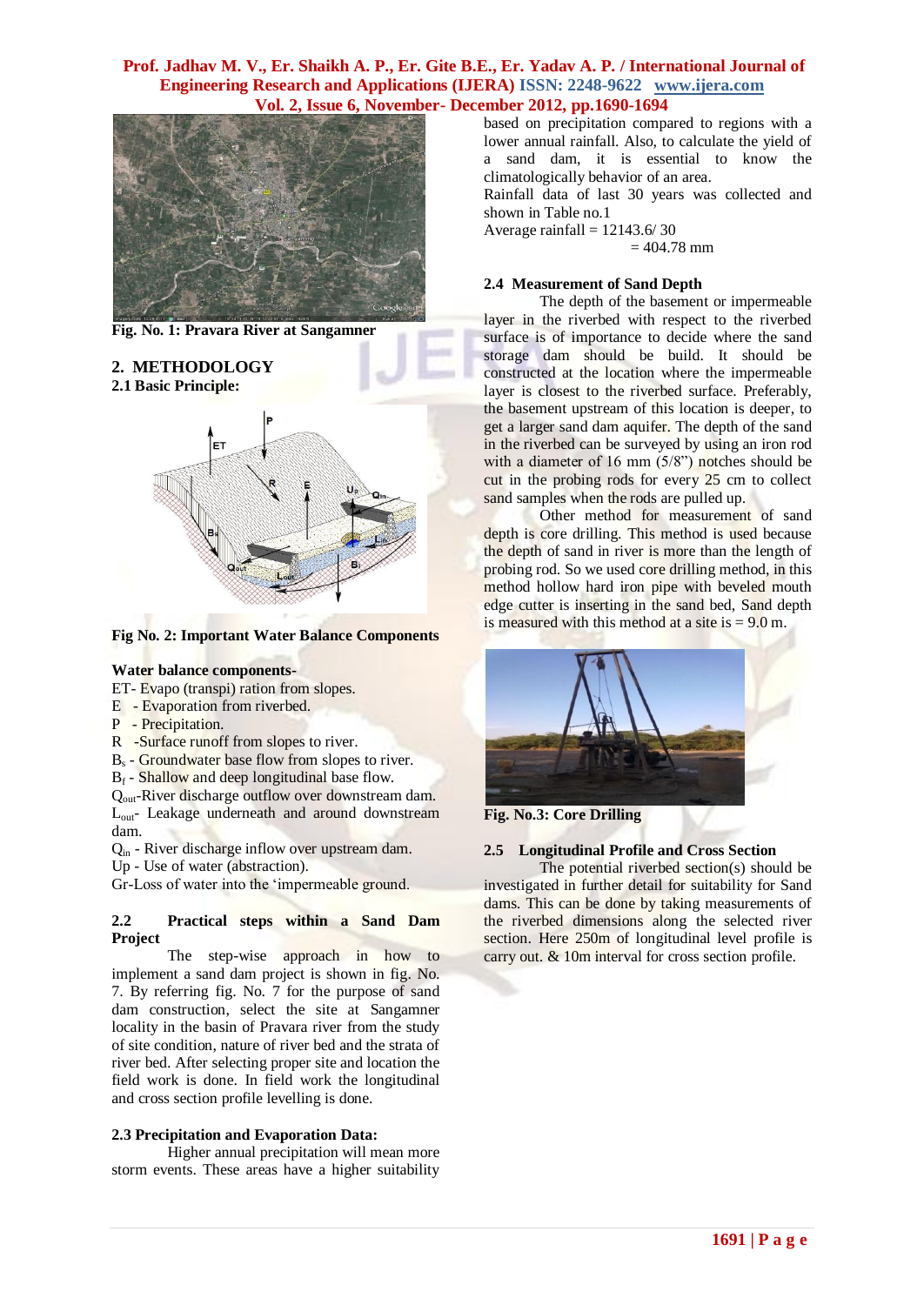Fig. No. 1: Pravara River at Sangamner

## 2. METHODOLOGY

### 2.1 Basic Principle:

Fig No. 2: Important Water Balance Components

**Water balance components-**

ET- Evapo (transpi) ration from slopes.
E - Evaporation from riverbed.
P - Precipitation.
R -Surface runoff from slopes to river.
$B_s$ - Groundwater base flow from slopes to river.
$B_f$ - Shallow and deep longitudinal base flow.
$Q_{out}$-River discharge outflow over downstream dam.
$L_{out}$- Leakage underneath and around downstream dam.
$Q_{in}$ - River discharge inflow over upstream dam.
Up - Use of water (abstraction).
Gr-Loss of water into the 'impermeable ground.

### 2.2 Practical steps within a Sand Dam Project

The step-wise approach in how to implement a sand dam project is shown in fig. No. 7. By referring fig. No. 7 for the purpose of sand dam construction, select the site at Sangamner locality in the basin of Pravara river from the study of site condition, nature of river bed and the strata of river bed. After selecting proper site and location the field work is done. In field work the longitudinal and cross section profile levelling is done.

### 2.3 Precipitation and Evaporation Data:

Higher annual precipitation will mean more storm events. These areas have a higher suitability based on precipitation compared to regions with a lower annual rainfall. Also, to calculate the yield of a sand dam, it is essential to know the climatologically behavior of an area.

Rainfall data of last 30 years was collected and shown in Table no.1

Average rainfall = 12143.6/ 30
= 404.78 mm

### 2.4 Measurement of Sand Depth

The depth of the basement or impermeable layer in the riverbed with respect to the riverbed surface is of importance to decide where the sand storage dam should be build. It should be constructed at the location where the impermeable layer is closest to the riverbed surface. Preferably, the basement upstream of this location is deeper, to get a larger sand dam aquifer. The depth of the sand in the riverbed can be surveyed by using an iron rod with a diameter of 16 mm (5/8") notches should be cut in the probing rods for every 25 cm to collect sand samples when the rods are pulled up.

Other method for measurement of sand depth is core drilling. This method is used because the depth of sand in river is more than the length of probing rod. So we used core drilling method, in this method hollow hard iron pipe with beveled mouth edge cutter is inserting in the sand bed, Sand depth is measured with this method at a site is = 9.0 m.

Fig. No.3: Core Drilling

### 2.5 Longitudinal Profile and Cross Section

The potential riverbed section(s) should be investigated in further detail for suitability for Sand dams. This can be done by taking measurements of the riverbed dimensions along the selected river section. Here 250m of longitudinal level profile is carry out. & 10m interval for cross section profile.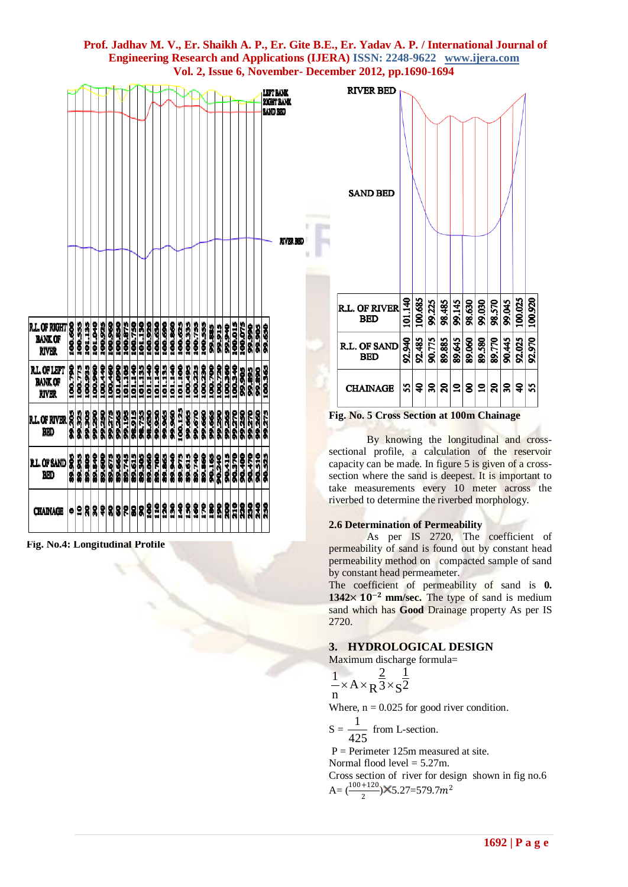| R.L. OF RIGHT BANK OF RIVER | 100.600 | 100.555 | 101.135 | 101.040 | 100.925 | 100.960 | 100.850 | 100.875 | 100.750 | 101.190 | 100.920 | 100.630 | 100.690 | 100.660 | 100.625 | 100.335 | 100.755 | 100.555 | 99.885 | 99.915 | 99.940 | 100.015 | 100.075 | 99.990 | 99.905 | 99.650 |
|---|---|---|---|---|---|---|---|---|---|---|---|---|---|---|---|---|---|---|---|---|---|---|---|---|---|---|
| R.L. OF LEFT BANK OF RIVER | 100.790 | 100.775 | 100.935 | 100.960 | 100.440 | 100.460 | 101.090 | 101.105 | 101.140 | 101.135 | 101.140 | 101.140 | 101.135 | 101.140 | 101.100 | 100.495 | 100.225 | 100.230 | 100.700 | 100.720 | 100.360 | 100.340 | 99.905 | 99.895 | 99.890 | 100.365 |
| R.L. OF RIVER BED | 99.305 | 99.325 | 99.305 | 99.290 | 99.250 | 99.275 | 99.365 | 99.195 | 98.915 | 98.755 | 98.630 | 99.030 | 98.965 | 99.960 | 100.125 | 99.665 | 99.670 | 99.660 | 99.290 | 99.365 | 99.270 | 99.250 | 99.270 | 99.360 | 99.275 | |
| R.L. OF SAND BED | 89.905 | 89.955 | 89.805 | 89.840 | 89.600 | 89.675 | 89.665 | 89.745 | 89.615 | 89.305 | 89.060 | 89.700 | 89.865 | 89.940 | 89.975 | 89.615 | 89.740 | 89.860 | 90.165 | 90.240 | 90.415 | 90.370 | 90.400 | 90.470 | 90.510 | 90.525 |
| CHAINAGE | 0 | 10 | 20 | 30 | 40 | 50 | 60 | 70 | 80 | 90 | 100 | 110 | 120 | 130 | 140 | 150 | 160 | 170 | 180 | 190 | 200 | 210 | 220 | 230 | 240 | 250 |

Fig. No.4: Longitudinal Profile

| R.L. OF RIVER BED | 101.140 | 100.685 | 99.225 | 98.485 | 99.145 | 98.630 | 99.030 | 98.570 | 99.045 | 100.025 | 100.920 |
|---|---|---|---|---|---|---|---|---|---|---|---|
| R.L. OF SAND BED | 92.940 | 92.485 | 90.775 | 89.885 | 89.645 | 89.060 | 89.580 | 89.770 | 90.445 | 92.025 | 92.970 |
| CHAINAGE | 55 | 40 | 30 | 20 | 10 | 00 | 10 | 20 | 30 | 40 | 55 |

Fig. No. 5 Cross Section at 100m Chainage

By knowing the longitudinal and cross-sectional profile, a calculation of the reservoir capacity can be made. In figure 5 is given of a cross-section where the sand is deepest. It is important to take measurements every 10 meter across the riverbed to determine the riverbed morphology.

### 2.6 Determination of Permeability

As per IS 2720, The coefficient of permeability of sand is found out by constant head permeability method on compacted sample of sand by constant head permeameter.

The coefficient of permeability of sand is **$0.1342\times 10^{-2}$ mm/sec.** The type of sand is medium sand which has **Good** Drainage property As per IS 2720.

## 3. HYDROLOGICAL DESIGN

Maximum discharge formula=

$$\frac{1}{n}\times A\times R^{\frac{2}{3}}\times S^{\frac{1}{2}}$$

Where, n = 0.025 for good river condition.

$S = \dfrac{1}{425}$ from L-section.

P = Perimeter 125m measured at site.

Normal flood level = 5.27m.

Cross section of river for design shown in fig no.6

$A = (\frac{100+120}{2})\times 5.27 = 579.7 m^2$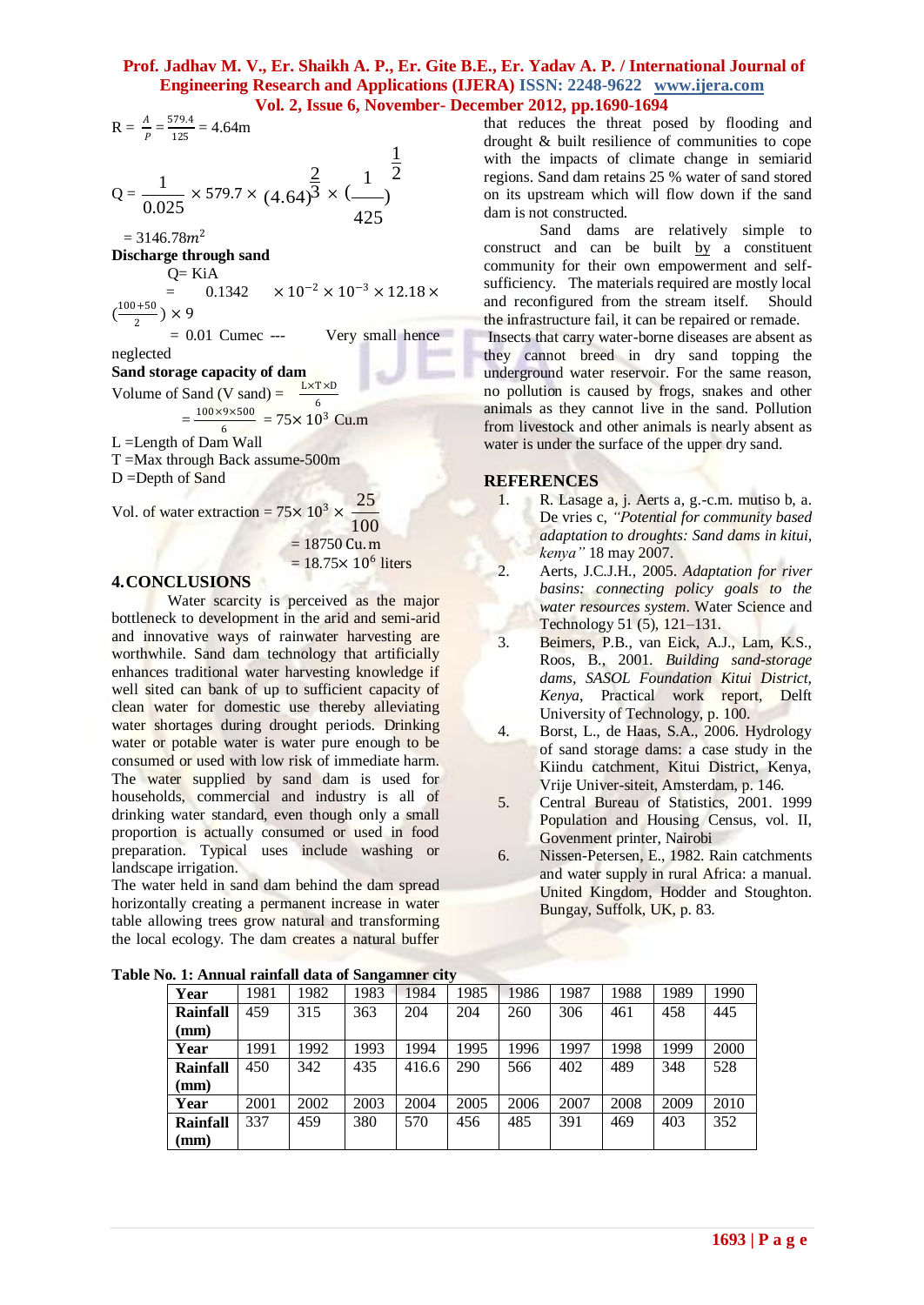$$R = \frac{A}{P} = \frac{579.4}{125} = 4.64m$$

$$Q = \frac{1}{0.025} \times 579.7 \times (4.64)^{\frac{2}{3}} \times \left(\frac{1}{425}\right)^{\frac{1}{2}}$$

$= 3146.78m^2$

**Discharge through sand**

Q= KiA

$= 0.1342 \times 10^{-2} \times 10^{-3} \times 12.18 \times \left(\frac{100+50}{2}\right) \times 9$

= 0.01 Cumec --- Very small hence neglected

**Sand storage capacity of dam**

Volume of Sand (V sand) = $\frac{L \times T \times D}{6}$

$= \frac{100 \times 9 \times 500}{6} = 75 \times 10^3$ Cu.m

L =Length of Dam Wall

T =Max through Back assume-500m

D =Depth of Sand

Vol. of water extraction = $75 \times 10^3 \times \frac{25}{100}$

= 18750 Cu. m

= $18.75 \times 10^6$ liters

## 4. CONCLUSIONS

Water scarcity is perceived as the major bottleneck to development in the arid and semi-arid and innovative ways of rainwater harvesting are worthwhile. Sand dam technology that artificially enhances traditional water harvesting knowledge if well sited can bank of up to sufficient capacity of clean water for domestic use thereby alleviating water shortages during drought periods. Drinking water or potable water is water pure enough to be consumed or used with low risk of immediate harm. The water supplied by sand dam is used for households, commercial and industry is all of drinking water standard, even though only a small proportion is actually consumed or used in food preparation. Typical uses include washing or landscape irrigation.

The water held in sand dam behind the dam spread horizontally creating a permanent increase in water table allowing trees grow natural and transforming the local ecology. The dam creates a natural buffer that reduces the threat posed by flooding and drought & built resilience of communities to cope with the impacts of climate change in semiarid regions. Sand dam retains 25 % water of sand stored on its upstream which will flow down if the sand dam is not constructed.

Sand dams are relatively simple to construct and can be built by a constituent community for their own empowerment and self-sufficiency. The materials required are mostly local and reconfigured from the stream itself. Should the infrastructure fail, it can be repaired or remade. Insects that carry water-borne diseases are absent as they cannot breed in dry sand topping the underground water reservoir. For the same reason, no pollution is caused by frogs, snakes and other animals as they cannot live in the sand. Pollution from livestock and other animals is nearly absent as water is under the surface of the upper dry sand.

## REFERENCES

1. R. Lasage a, j. Aerts a, g.-c.m. mutiso b, a. De vries c, *"Potential for community based adaptation to droughts: Sand dams in kitui, kenya"* 18 may 2007.
2. Aerts, J.C.J.H., 2005. *Adaptation for river basins: connecting policy goals to the water resources system*. Water Science and Technology 51 (5), 121–131.
3. Beimers, P.B., van Eick, A.J., Lam, K.S., Roos, B., 2001. *Building sand-storage dams, SASOL Foundation Kitui District, Kenya*, Practical work report, Delft University of Technology, p. 100.
4. Borst, L., de Haas, S.A., 2006. Hydrology of sand storage dams: a case study in the Kiindu catchment, Kitui District, Kenya, Vrije Univer-siteit, Amsterdam, p. 146.
5. Central Bureau of Statistics, 2001. 1999 Population and Housing Census, vol. II, Govenment printer, Nairobi
6. Nissen-Petersen, E., 1982. Rain catchments and water supply in rural Africa: a manual. United Kingdom, Hodder and Stoughton. Bungay, Suffolk, UK, p. 83.

**Table No. 1: Annual rainfall data of Sangamner city**

| **Year** | 1981 | 1982 | 1983 | 1984 | 1985 | 1986 | 1987 | 1988 | 1989 | 1990 |
|---|---|---|---|---|---|---|---|---|---|---|
| **Rainfall (mm)** | 459 | 315 | 363 | 204 | 204 | 260 | 306 | 461 | 458 | 445 |
| **Year** | 1991 | 1992 | 1993 | 1994 | 1995 | 1996 | 1997 | 1998 | 1999 | 2000 |
| **Rainfall (mm)** | 450 | 342 | 435 | 416.6 | 290 | 566 | 402 | 489 | 348 | 528 |
| **Year** | 2001 | 2002 | 2003 | 2004 | 2005 | 2006 | 2007 | 2008 | 2009 | 2010 |
| **Rainfall (mm)** | 337 | 459 | 380 | 570 | 456 | 485 | 391 | 469 | 403 | 352 |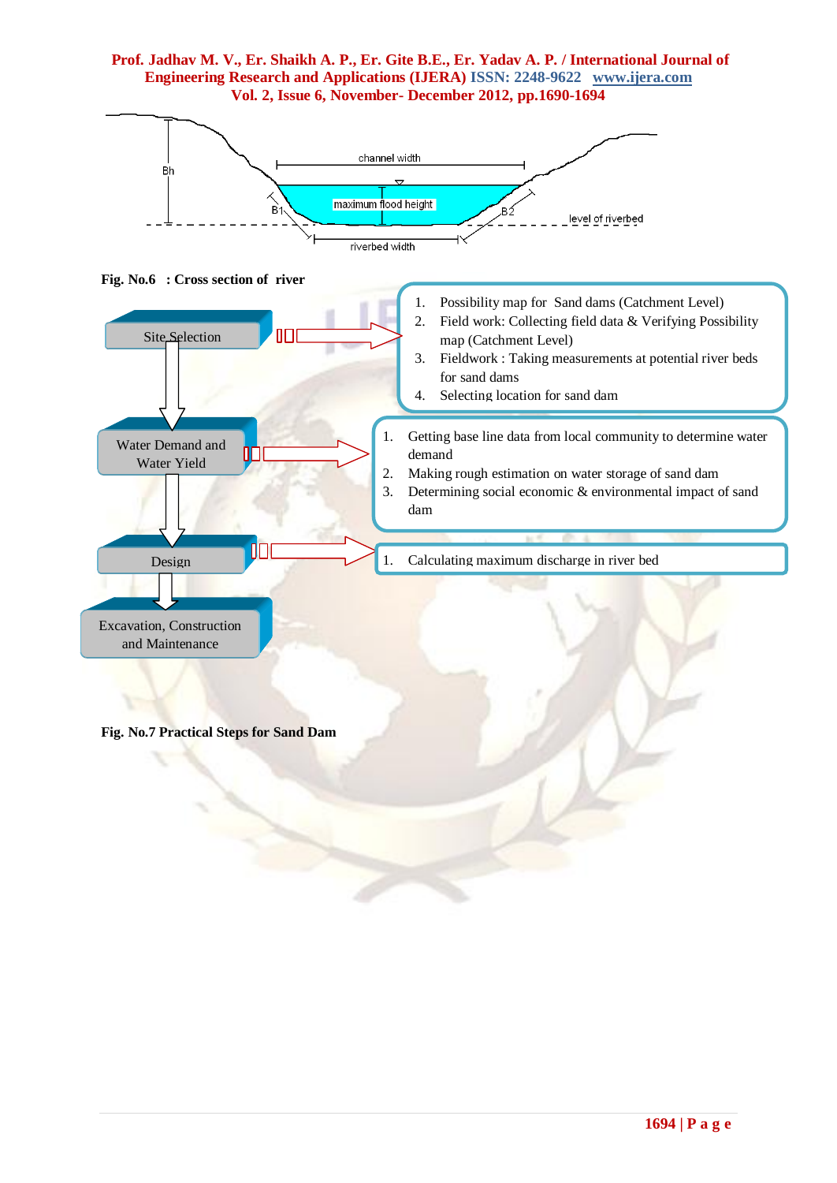channel width

Bh

maximum flood height

B1

B2

level of riverbed

riverbed width

**Fig. No.6 : Cross section of river**

Site Selection

1. Possibility map for Sand dams (Catchment Level)
2. Field work: Collecting field data & Verifying Possibility map (Catchment Level)
3. Fieldwork : Taking measurements at potential river beds for sand dams
4. Selecting location for sand dam

Water Demand and Water Yield

1. Getting base line data from local community to determine water demand
2. Making rough estimation on water storage of sand dam
3. Determining social economic & environmental impact of sand dam

Design

1. Calculating maximum discharge in river bed

Excavation, Construction and Maintenance

**Fig. No.7 Practical Steps for Sand Dam**